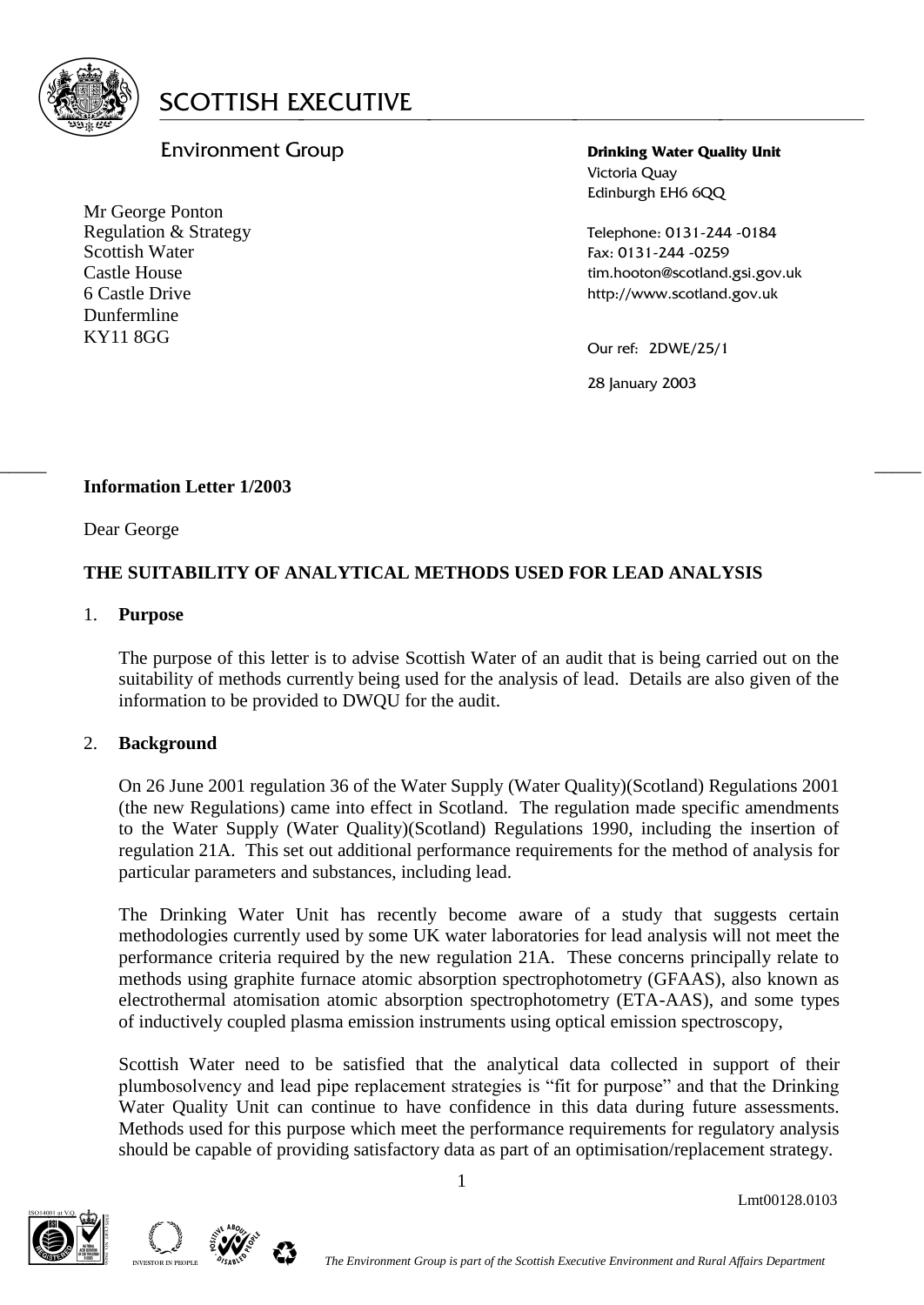# SCOTTISH EXECUTIVE

Environment Group

**Drinking Water Quality Unit**
Victoria Quay
Edinburgh EH6 6QQ

Telephone: 0131-244 -0184
Fax: 0131-244 -0259
tim.hooton@scotland.gsi.gov.uk
http://www.scotland.gov.uk

Mr George Ponton
Regulation & Strategy
Scottish Water
Castle House
6 Castle Drive
Dunfermline
KY11 8GG

Our ref: 2DWE/25/1

28 January 2003

---

**Information Letter 1/2003**

Dear George

**THE SUITABILITY OF ANALYTICAL METHODS USED FOR LEAD ANALYSIS**

1. **Purpose**

   The purpose of this letter is to advise Scottish Water of an audit that is being carried out on the suitability of methods currently being used for the analysis of lead. Details are also given of the information to be provided to DWQU for the audit.

2. **Background**

   On 26 June 2001 regulation 36 of the Water Supply (Water Quality)(Scotland) Regulations 2001 (the new Regulations) came into effect in Scotland. The regulation made specific amendments to the Water Supply (Water Quality)(Scotland) Regulations 1990, including the insertion of regulation 21A. This set out additional performance requirements for the method of analysis for particular parameters and substances, including lead.

   The Drinking Water Unit has recently become aware of a study that suggests certain methodologies currently used by some UK water laboratories for lead analysis will not meet the performance criteria required by the new regulation 21A. These concerns principally relate to methods using graphite furnace atomic absorption spectrophotometry (GFAAS), also known as electrothermal atomisation atomic absorption spectrophotometry (ETA-AAS), and some types of inductively coupled plasma emission instruments using optical emission spectroscopy,

   Scottish Water need to be satisfied that the analytical data collected in support of their plumbosolvency and lead pipe replacement strategies is "fit for purpose" and that the Drinking Water Quality Unit can continue to have confidence in this data during future assessments. Methods used for this purpose which meet the performance requirements for regulatory analysis should be capable of providing satisfactory data as part of an optimisation/replacement strategy.

Lmt00128.0103

*The Environment Group is part of the Scottish Executive Environment and Rural Affairs Department*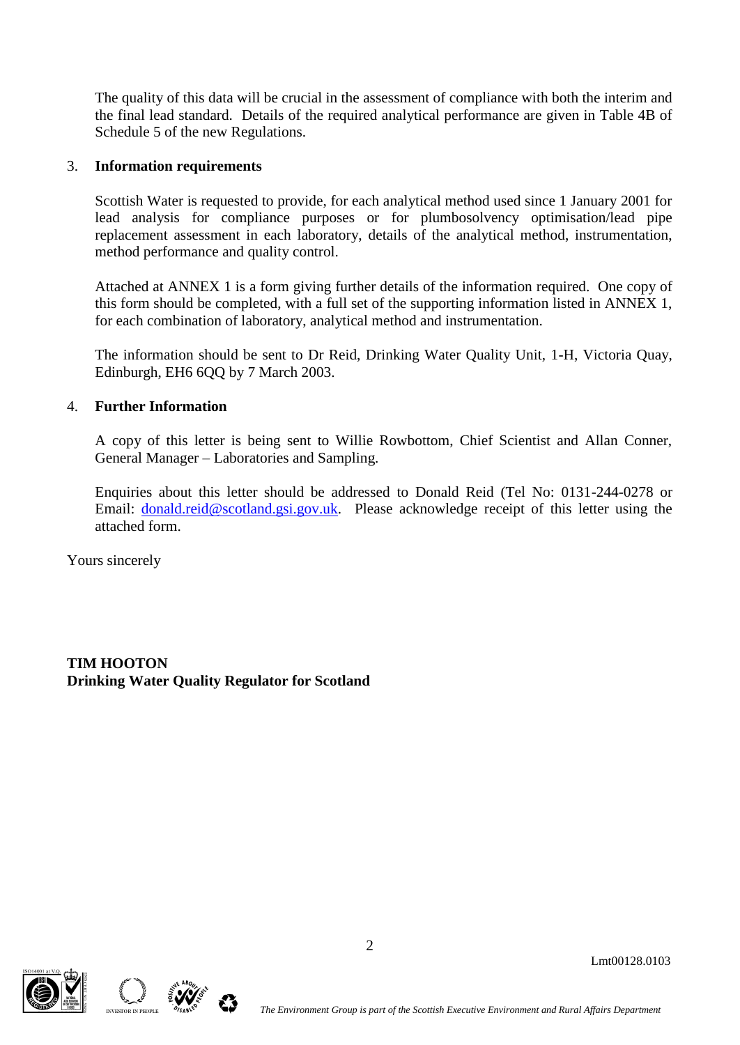The quality of this data will be crucial in the assessment of compliance with both the interim and the final lead standard. Details of the required analytical performance are given in Table 4B of Schedule 5 of the new Regulations.

3. **Information requirements**

Scottish Water is requested to provide, for each analytical method used since 1 January 2001 for lead analysis for compliance purposes or for plumbosolvency optimisation/lead pipe replacement assessment in each laboratory, details of the analytical method, instrumentation, method performance and quality control.

Attached at ANNEX 1 is a form giving further details of the information required. One copy of this form should be completed, with a full set of the supporting information listed in ANNEX 1, for each combination of laboratory, analytical method and instrumentation.

The information should be sent to Dr Reid, Drinking Water Quality Unit, 1-H, Victoria Quay, Edinburgh, EH6 6QQ by 7 March 2003.

4. **Further Information**

A copy of this letter is being sent to Willie Rowbottom, Chief Scientist and Allan Conner, General Manager – Laboratories and Sampling.

Enquiries about this letter should be addressed to Donald Reid (Tel No: 0131-244-0278 or Email: donald.reid@scotland.gsi.gov.uk. Please acknowledge receipt of this letter using the attached form.

Yours sincerely

**TIM HOOTON**
**Drinking Water Quality Regulator for Scotland**

Lmt00128.0103

*The Environment Group is part of the Scottish Executive Environment and Rural Affairs Department*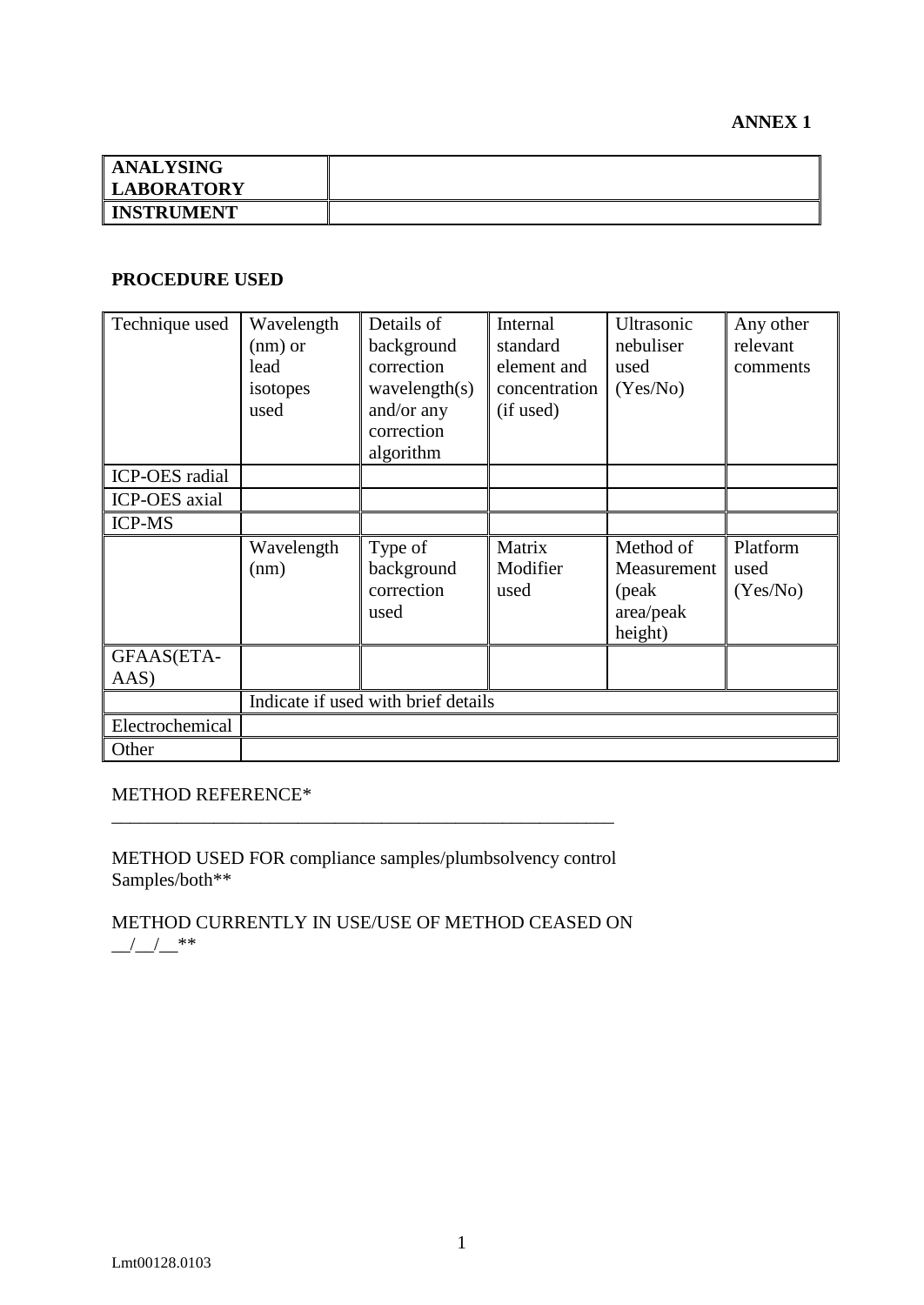**ANNEX 1**

| **ANALYSING LABORATORY** | |
|---|---|
| **INSTRUMENT** | |

**PROCEDURE USED**

| Technique used | Wavelength (nm) or lead isotopes used | Details of background correction wavelength(s) and/or any correction algorithm | Internal standard element and concentration (if used) | Ultrasonic nebuliser used (Yes/No) | Any other relevant comments |
|---|---|---|---|---|---|
| ICP-OES radial | | | | | |
| ICP-OES axial | | | | | |
| ICP-MS | | | | | |
| | Wavelength (nm) | Type of background correction used | Matrix Modifier used | Method of Measurement (peak area/peak height) | Platform used (Yes/No) |
| GFAAS(ETA-AAS) | | | | | |
| | Indicate if used with brief details | | | | |
| Electrochemical | | | | | |
| Other | | | | | |

METHOD REFERENCE*
_______________________________________________________

METHOD USED FOR compliance samples/plumbsolvency control Samples/both**

METHOD CURRENTLY IN USE/USE OF METHOD CEASED ON __/__/__**

Lmt00128.0103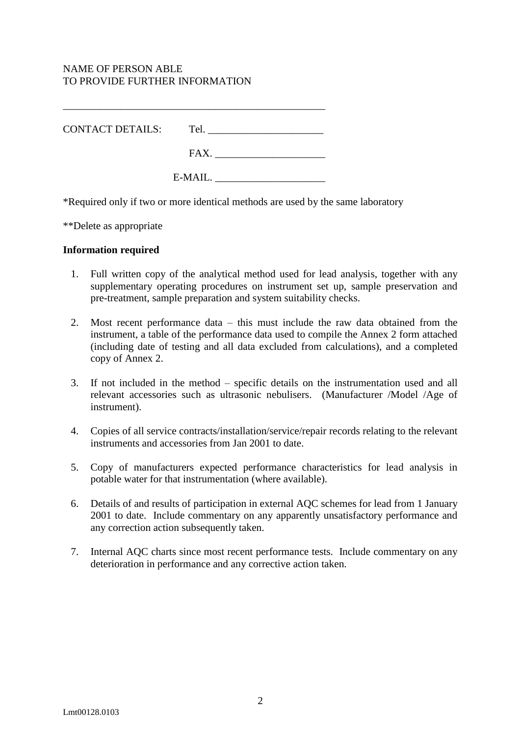NAME OF PERSON ABLE
TO PROVIDE FURTHER INFORMATION

\_\_\_\_\_\_\_\_\_\_\_\_\_\_\_\_\_\_\_\_\_\_\_\_\_\_\_\_\_\_\_\_\_\_\_\_\_\_\_\_\_\_\_\_\_\_\_\_\_\_

CONTACT DETAILS: Tel. \_\_\_\_\_\_\_\_\_\_\_\_\_\_\_\_\_\_\_\_\_\_

FAX. \_\_\_\_\_\_\_\_\_\_\_\_\_\_\_\_\_\_\_\_\_

E-MAIL. \_\_\_\_\_\_\_\_\_\_\_\_\_\_\_\_\_\_\_\_\_

*Required only if two or more identical methods are used by the same laboratory

**Delete as appropriate

**Information required**

1. Full written copy of the analytical method used for lead analysis, together with any supplementary operating procedures on instrument set up, sample preservation and pre-treatment, sample preparation and system suitability checks.

2. Most recent performance data – this must include the raw data obtained from the instrument, a table of the performance data used to compile the Annex 2 form attached (including date of testing and all data excluded from calculations), and a completed copy of Annex 2.

3. If not included in the method – specific details on the instrumentation used and all relevant accessories such as ultrasonic nebulisers. (Manufacturer /Model /Age of instrument).

4. Copies of all service contracts/installation/service/repair records relating to the relevant instruments and accessories from Jan 2001 to date.

5. Copy of manufacturers expected performance characteristics for lead analysis in potable water for that instrumentation (where available).

6. Details of and results of participation in external AQC schemes for lead from 1 January 2001 to date. Include commentary on any apparently unsatisfactory performance and any correction action subsequently taken.

7. Internal AQC charts since most recent performance tests. Include commentary on any deterioration in performance and any corrective action taken.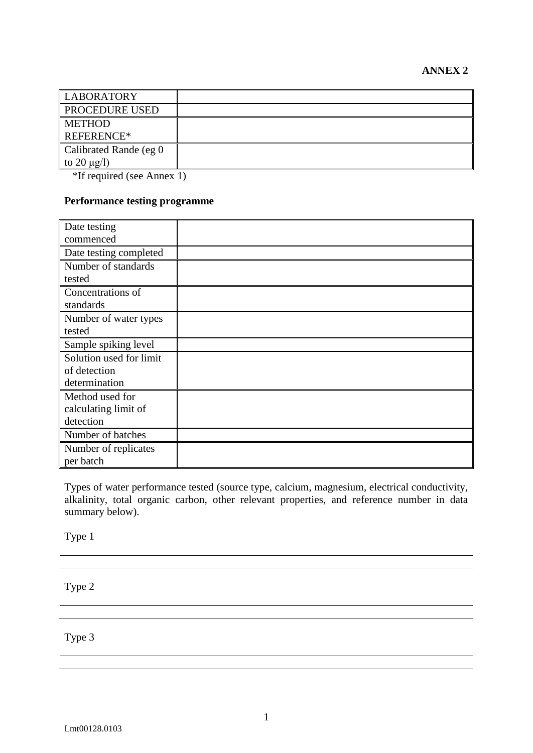**ANNEX 2**

| LABORATORY | |
|---|---|
| PROCEDURE USED | |
| METHOD REFERENCE* | |
| Calibrated Rande (eg 0 to 20 μg/l) | |

*If required (see Annex 1)

**Performance testing programme**

| Date testing commenced | |
|---|---|
| Date testing completed | |
| Number of standards tested | |
| Concentrations of standards | |
| Number of water types tested | |
| Sample spiking level | |
| Solution used for limit of detection determination | |
| Method used for calculating limit of detection | |
| Number of batches | |
| Number of replicates per batch | |

Types of water performance tested (source type, calcium, magnesium, electrical conductivity, alkalinity, total organic carbon, other relevant properties, and reference number in data summary below).

Type 1

---

Type 2

---

Type 3

---

Lmt00128.0103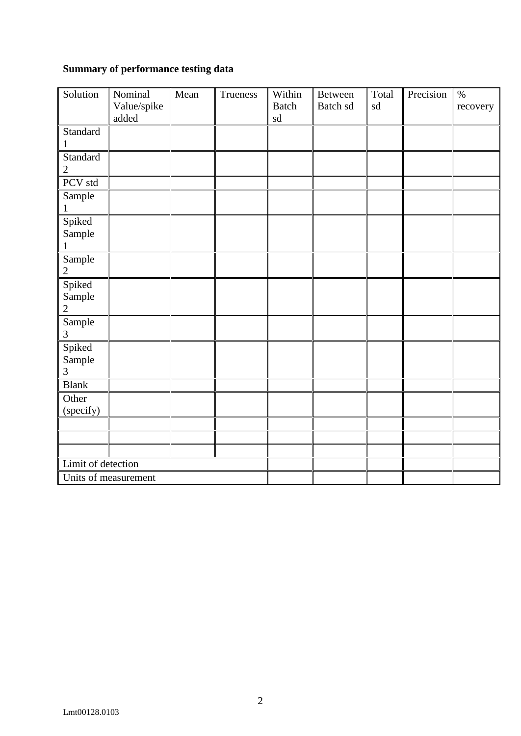**Summary of performance testing data**

| Solution | Nominal Value/spike added | Mean | Trueness | Within Batch sd | Between Batch sd | Total sd | Precision | % recovery |
|---|---|---|---|---|---|---|---|---|
| Standard 1 | | | | | | | | |
| Standard 2 | | | | | | | | |
| PCV std | | | | | | | | |
| Sample 1 | | | | | | | | |
| Spiked Sample 1 | | | | | | | | |
| Sample 2 | | | | | | | | |
| Spiked Sample 2 | | | | | | | | |
| Sample 3 | | | | | | | | |
| Spiked Sample 3 | | | | | | | | |
| Blank | | | | | | | | |
| Other (specify) | | | | | | | | |
| | | | | | | | | |
| | | | | | | | | |
| | | | | | | | | |
| Limit of detection | | | | | | | | |
| Units of measurement | | | | | | | | |

Lmt00128.0103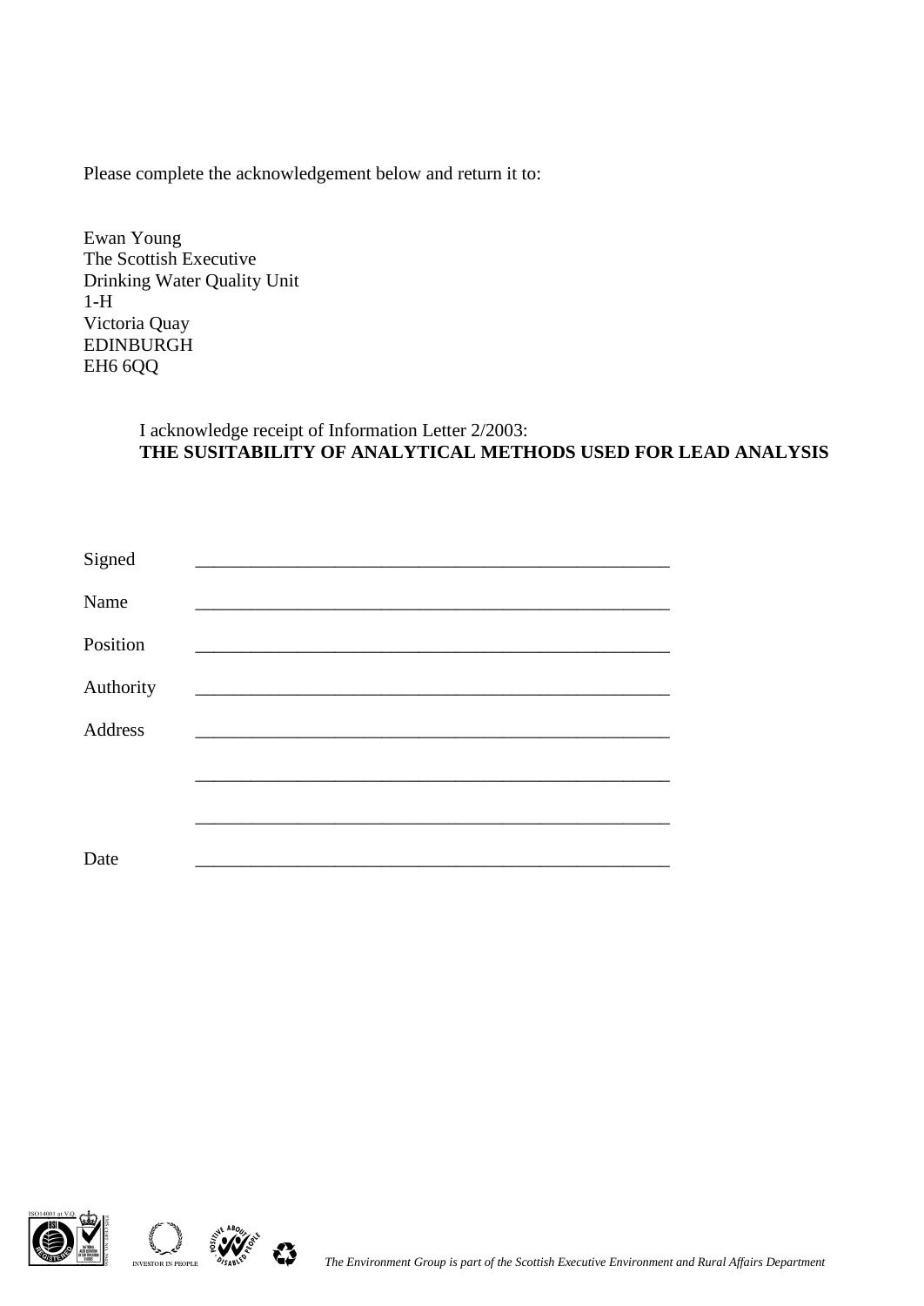Please complete the acknowledgement below and return it to:

Ewan Young
The Scottish Executive
Drinking Water Quality Unit
1-H
Victoria Quay
EDINBURGH
EH6 6QQ

I acknowledge receipt of Information Letter 2/2003:
**THE SUSITABILITY OF ANALYTICAL METHODS USED FOR LEAD ANALYSIS**

Signed \_\_\_\_\_\_\_\_\_\_\_\_\_\_\_\_\_\_\_\_\_\_\_\_\_\_\_\_\_\_\_\_\_\_\_\_\_\_\_\_\_\_\_\_

Name \_\_\_\_\_\_\_\_\_\_\_\_\_\_\_\_\_\_\_\_\_\_\_\_\_\_\_\_\_\_\_\_\_\_\_\_\_\_\_\_\_\_\_\_

Position \_\_\_\_\_\_\_\_\_\_\_\_\_\_\_\_\_\_\_\_\_\_\_\_\_\_\_\_\_\_\_\_\_\_\_\_\_\_\_\_\_\_\_\_

Authority \_\_\_\_\_\_\_\_\_\_\_\_\_\_\_\_\_\_\_\_\_\_\_\_\_\_\_\_\_\_\_\_\_\_\_\_\_\_\_\_\_\_\_\_

Address \_\_\_\_\_\_\_\_\_\_\_\_\_\_\_\_\_\_\_\_\_\_\_\_\_\_\_\_\_\_\_\_\_\_\_\_\_\_\_\_\_\_\_\_

\_\_\_\_\_\_\_\_\_\_\_\_\_\_\_\_\_\_\_\_\_\_\_\_\_\_\_\_\_\_\_\_\_\_\_\_\_\_\_\_\_\_\_\_

\_\_\_\_\_\_\_\_\_\_\_\_\_\_\_\_\_\_\_\_\_\_\_\_\_\_\_\_\_\_\_\_\_\_\_\_\_\_\_\_\_\_\_\_

Date \_\_\_\_\_\_\_\_\_\_\_\_\_\_\_\_\_\_\_\_\_\_\_\_\_\_\_\_\_\_\_\_\_\_\_\_\_\_\_\_\_\_\_\_

ISO14001 at V.Q. INVESTOR IN PEOPLE POSITIVE ABOUT DISABLED PEOPLE

*The Environment Group is part of the Scottish Executive Environment and Rural Affairs Department*